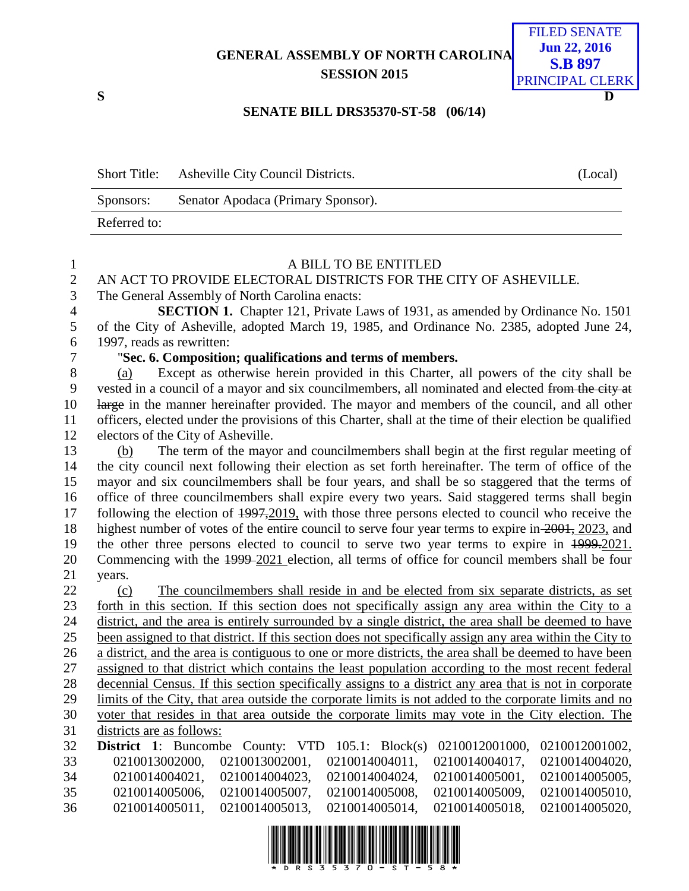GENERAL ASSEMBLY OF NORTH CAROLINA
SESSION 2015

FILED SENATE
Jun 22, 2016
S.B 897
PRINCIPAL CLERK

S D

**SENATE BILL DRS35370-ST-58 (06/14)**

| Short Title: | Asheville City Council Districts. | (Local) |
|---|---|---|
| Sponsors: | Senator Apodaca (Primary Sponsor). | |
| Referred to: | | |

A BILL TO BE ENTITLED

AN ACT TO PROVIDE ELECTORAL DISTRICTS FOR THE CITY OF ASHEVILLE.

The General Assembly of North Carolina enacts:

**SECTION 1.** Chapter 121, Private Laws of 1931, as amended by Ordinance No. 1501 of the City of Asheville, adopted March 19, 1985, and Ordinance No. 2385, adopted June 24, 1997, reads as rewritten:

"**Sec. 6. Composition; qualifications and terms of members.**

(a) Except as otherwise herein provided in this Charter, all powers of the city shall be vested in a council of a mayor and six councilmembers, all nominated and elected ~~from the city at large~~ in the manner hereinafter provided. The mayor and members of the council, and all other officers, elected under the provisions of this Charter, shall at the time of their election be qualified electors of the City of Asheville.

(b) The term of the mayor and councilmembers shall begin at the first regular meeting of the city council next following their election as set forth hereinafter. The term of office of the mayor and six councilmembers shall be four years, and shall be so staggered that the terms of office of three councilmembers shall expire every two years. Said staggered terms shall begin following the election of ~~1997,~~2019, with those three persons elected to council who receive the highest number of votes of the entire council to serve four year terms to expire in ~~2001,~~ 2023, and the other three persons elected to council to serve two year terms to expire in ~~1999.~~2021. Commencing with the ~~1999~~ 2021 election, all terms of office for council members shall be four years.

(c) The councilmembers shall reside in and be elected from six separate districts, as set forth in this section. If this section does not specifically assign any area within the City to a district, and the area is entirely surrounded by a single district, the area shall be deemed to have been assigned to that district. If this section does not specifically assign any area within the City to a district, and the area is contiguous to one or more districts, the area shall be deemed to have been assigned to that district which contains the least population according to the most recent federal decennial Census. If this section specifically assigns to a district any area that is not in corporate limits of the City, that area outside the corporate limits is not added to the corporate limits and no voter that resides in that area outside the corporate limits may vote in the City election. The districts are as follows:

**District 1**: Buncombe County: VTD 105.1: Block(s) 0210012001000, 0210012001002, 0210013002000, 0210013002001, 0210014004011, 0210014004017, 0210014004020, 0210014004021, 0210014004023, 0210014004024, 0210014005001, 0210014005005, 0210014005006, 0210014005007, 0210014005008, 0210014005009, 0210014005010, 0210014005011, 0210014005013, 0210014005014, 0210014005018, 0210014005020,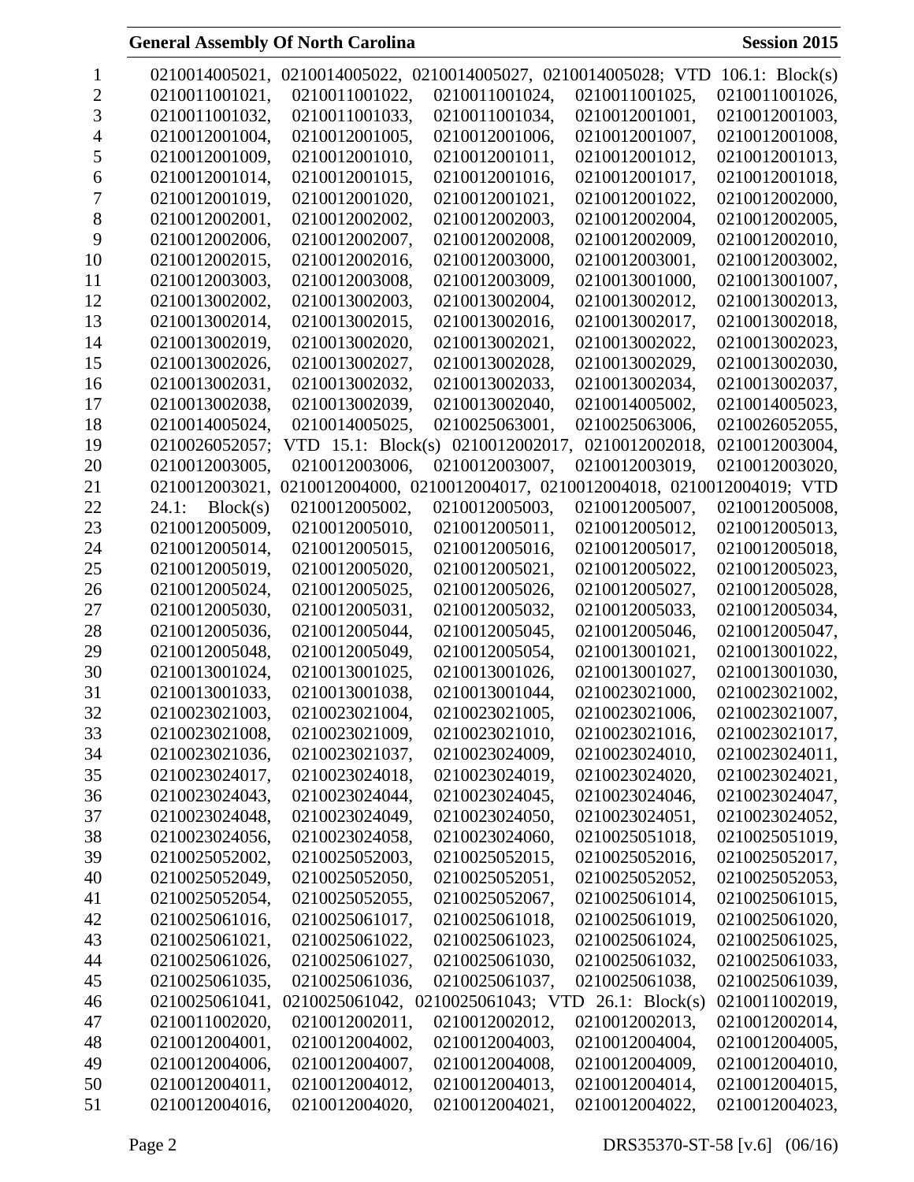0210014005021, 0210014005022, 0210014005027, 0210014005028; VTD 106.1: Block(s) 0210011001021, 0210011001022, 0210011001024, 0210011001025, 0210011001026, 0210011001032, 0210011001033, 0210011001034, 0210012001001, 0210012001003, 0210012001004, 0210012001005, 0210012001006, 0210012001007, 0210012001008, 0210012001009, 0210012001010, 0210012001011, 0210012001012, 0210012001013, 0210012001014, 0210012001015, 0210012001016, 0210012001017, 0210012001018, 0210012001019, 0210012001020, 0210012001021, 0210012001022, 0210012002000, 0210012002001, 0210012002002, 0210012002003, 0210012002004, 0210012002005, 0210012002006, 0210012002007, 0210012002008, 0210012002009, 0210012002010, 0210012002015, 0210012002016, 0210012003000, 0210012003001, 0210012003002, 0210012003003, 0210012003008, 0210012003009, 0210013001000, 0210013001007, 0210013002002, 0210013002003, 0210013002004, 0210013002012, 0210013002013, 0210013002014, 0210013002015, 0210013002016, 0210013002017, 0210013002018, 0210013002019, 0210013002020, 0210013002021, 0210013002022, 0210013002023, 0210013002026, 0210013002027, 0210013002028, 0210013002029, 0210013002030, 0210013002031, 0210013002032, 0210013002033, 0210013002034, 0210013002037, 0210013002038, 0210013002039, 0210013002040, 0210014005002, 0210014005023, 0210014005024, 0210014005025, 0210025063001, 0210025063006, 0210026052055, 0210026052057; VTD 15.1: Block(s) 0210012002017, 0210012002018, 0210012003004, 0210012003005, 0210012003006, 0210012003007, 0210012003019, 0210012003020, 0210012003021, 0210012004000, 0210012004017, 0210012004018, 0210012004019; VTD 24.1: Block(s) 0210012005002, 0210012005003, 0210012005007, 0210012005008, 0210012005009, 0210012005010, 0210012005011, 0210012005012, 0210012005013, 0210012005014, 0210012005015, 0210012005016, 0210012005017, 0210012005018, 0210012005019, 0210012005020, 0210012005021, 0210012005022, 0210012005023, 0210012005024, 0210012005025, 0210012005026, 0210012005027, 0210012005028, 0210012005030, 0210012005031, 0210012005032, 0210012005033, 0210012005034, 0210012005036, 0210012005044, 0210012005045, 0210012005046, 0210012005047, 0210012005048, 0210012005049, 0210012005054, 0210013001021, 0210013001022, 0210013001024, 0210013001025, 0210013001026, 0210013001027, 0210013001030, 0210013001033, 0210013001038, 0210013001044, 0210023021000, 0210023021002, 0210023021003, 0210023021004, 0210023021005, 0210023021006, 0210023021007, 0210023021008, 0210023021009, 0210023021010, 0210023021016, 0210023021017, 0210023021036, 0210023021037, 0210023024009, 0210023024010, 0210023024011, 0210023024017, 0210023024018, 0210023024019, 0210023024020, 0210023024021, 0210023024043, 0210023024044, 0210023024045, 0210023024046, 0210023024047, 0210023024048, 0210023024049, 0210023024050, 0210023024051, 0210023024052, 0210023024056, 0210023024058, 0210023024060, 0210025051018, 0210025051019, 0210025052002, 0210025052003, 0210025052015, 0210025052016, 0210025052017, 0210025052049, 0210025052050, 0210025052051, 0210025052052, 0210025052053, 0210025052054, 0210025052055, 0210025052067, 0210025061014, 0210025061015, 0210025061016, 0210025061017, 0210025061018, 0210025061019, 0210025061020, 0210025061021, 0210025061022, 0210025061023, 0210025061024, 0210025061025, 0210025061026, 0210025061027, 0210025061030, 0210025061032, 0210025061033, 0210025061035, 0210025061036, 0210025061037, 0210025061038, 0210025061039, 0210025061041, 0210025061042, 0210025061043; VTD 26.1: Block(s) 0210011002019, 0210011002020, 0210012002011, 0210012002012, 0210012002013, 0210012002014, 0210012004001, 0210012004002, 0210012004003, 0210012004004, 0210012004005, 0210012004006, 0210012004007, 0210012004008, 0210012004009, 0210012004010, 0210012004011, 0210012004012, 0210012004013, 0210012004014, 0210012004015, 0210012004016, 0210012004020, 0210012004021, 0210012004022, 0210012004023,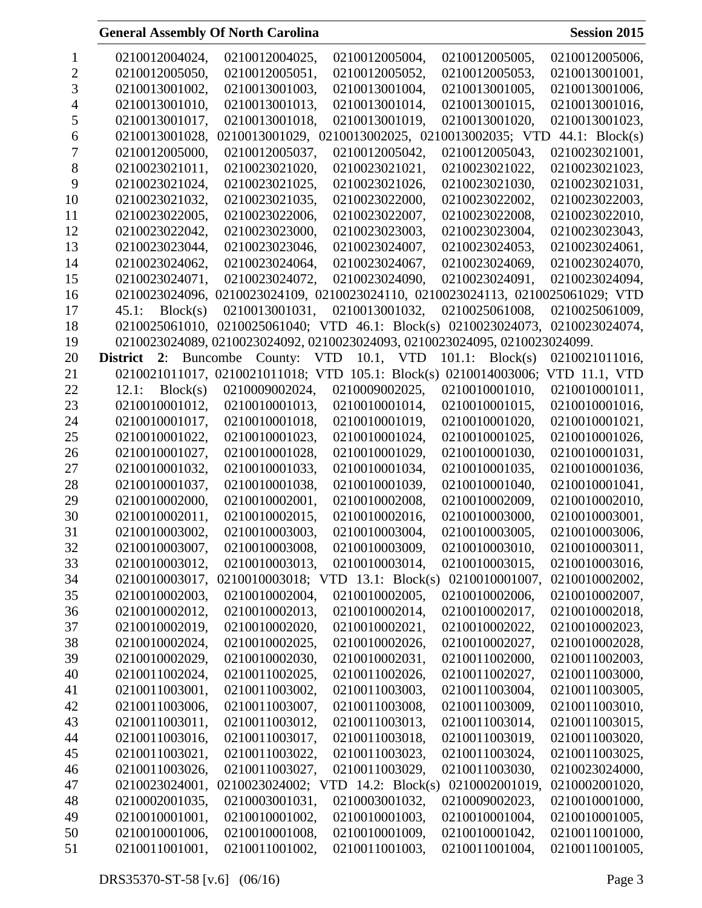0210012004024, 0210012004025, 0210012005004, 0210012005005, 0210012005006, 0210012005050, 0210012005051, 0210012005052, 0210012005053, 0210013001001, 0210013001002, 0210013001003, 0210013001004, 0210013001005, 0210013001006, 0210013001010, 0210013001013, 0210013001014, 0210013001015, 0210013001016, 0210013001017, 0210013001018, 0210013001019, 0210013001020, 0210013001023, 0210013001028, 0210013001029, 0210013002025, 0210013002035; VTD 44.1: Block(s) 0210012005000, 0210012005037, 0210012005042, 0210012005043, 0210023021001, 0210023021011, 0210023021020, 0210023021021, 0210023021022, 0210023021023, 0210023021024, 0210023021025, 0210023021026, 0210023021030, 0210023021031, 0210023021032, 0210023021035, 0210023022000, 0210023022002, 0210023022003, 0210023022005, 0210023022006, 0210023022007, 0210023022008, 0210023022010, 0210023022042, 0210023023000, 0210023023003, 0210023023004, 0210023023043, 0210023023044, 0210023023046, 0210023024007, 0210023024053, 0210023024061, 0210023024062, 0210023024064, 0210023024067, 0210023024069, 0210023024070, 0210023024071, 0210023024072, 0210023024090, 0210023024091, 0210023024094, 0210023024096, 0210023024109, 0210023024110, 0210023024113, 0210025061029; VTD 45.1: Block(s) 0210013001031, 0210013001032, 0210025061008, 0210025061009, 0210025061010, 0210025061040; VTD 46.1: Block(s) 0210023024073, 0210023024074, 0210023024089, 0210023024092, 0210023024093, 0210023024095, 0210023024099.

**District 2**: Buncombe County: VTD 10.1, VTD 101.1: Block(s) 0210021011016, 0210021011017, 0210021011018; VTD 105.1: Block(s) 0210014003006; VTD 11.1, VTD 12.1: Block(s) 0210009002024, 0210009002025, 0210010001010, 0210010001011, 0210010001012, 0210010001013, 0210010001014, 0210010001015, 0210010001016, 0210010001017, 0210010001018, 0210010001019, 0210010001020, 0210010001021, 0210010001022, 0210010001023, 0210010001024, 0210010001025, 0210010001026, 0210010001027, 0210010001028, 0210010001029, 0210010001030, 0210010001031, 0210010001032, 0210010001033, 0210010001034, 0210010001035, 0210010001036, 0210010001037, 0210010001038, 0210010001039, 0210010001040, 0210010001041, 0210010002000, 0210010002001, 0210010002008, 0210010002009, 0210010002010, 0210010002011, 0210010002015, 0210010002016, 0210010003000, 0210010003001, 0210010003002, 0210010003003, 0210010003004, 0210010003005, 0210010003006, 0210010003007, 0210010003008, 0210010003009, 0210010003010, 0210010003011, 0210010003012, 0210010003013, 0210010003014, 0210010003015, 0210010003016, 0210010003017, 0210010003018; VTD 13.1: Block(s) 0210010001007, 0210010002002, 0210010002003, 0210010002004, 0210010002005, 0210010002006, 0210010002007, 0210010002012, 0210010002013, 0210010002014, 0210010002017, 0210010002018, 0210010002019, 0210010002020, 0210010002021, 0210010002022, 0210010002023, 0210010002024, 0210010002025, 0210010002026, 0210010002027, 0210010002028, 0210010002029, 0210010002030, 0210010002031, 0210011002000, 0210011002003, 0210011002024, 0210011002025, 0210011002026, 0210011002027, 0210011003000, 0210011003001, 0210011003002, 0210011003003, 0210011003004, 0210011003005, 0210011003006, 0210011003007, 0210011003008, 0210011003009, 0210011003010, 0210011003011, 0210011003012, 0210011003013, 0210011003014, 0210011003015, 0210011003016, 0210011003017, 0210011003018, 0210011003019, 0210011003020, 0210011003021, 0210011003022, 0210011003023, 0210011003024, 0210011003025, 0210011003026, 0210011003027, 0210011003029, 0210011003030, 0210023024000, 0210023024001, 0210023024002; VTD 14.2: Block(s) 0210002001019, 0210002001020, 0210002001035, 0210003001031, 0210003001032, 0210009002023, 0210010001000, 0210010001001, 0210010001002, 0210010001003, 0210010001004, 0210010001005, 0210010001006, 0210010001008, 0210010001009, 0210010001042, 0210011001000, 0210011001001, 0210011001002, 0210011001003, 0210011001004, 0210011001005,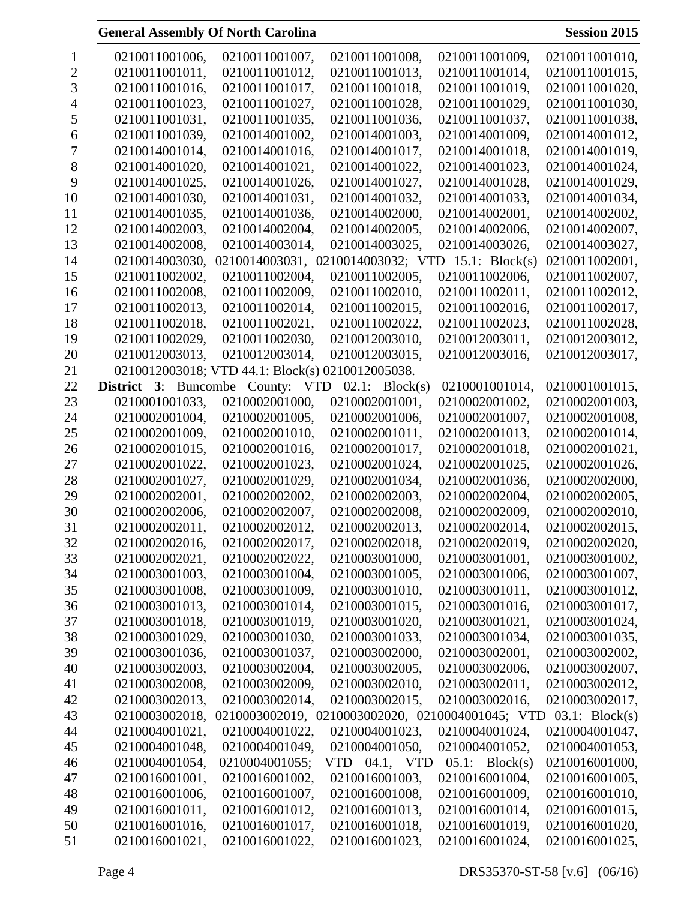0210011001006, 0210011001007, 0210011001008, 0210011001009, 0210011001010, 0210011001011, 0210011001012, 0210011001013, 0210011001014, 0210011001015, 0210011001016, 0210011001017, 0210011001018, 0210011001019, 0210011001020, 0210011001023, 0210011001027, 0210011001028, 0210011001029, 0210011001030, 0210011001031, 0210011001035, 0210011001036, 0210011001037, 0210011001038, 0210011001039, 0210014001002, 0210014001003, 0210014001009, 0210014001012, 0210014001014, 0210014001016, 0210014001017, 0210014001018, 0210014001019, 0210014001020, 0210014001021, 0210014001022, 0210014001023, 0210014001024, 0210014001025, 0210014001026, 0210014001027, 0210014001028, 0210014001029, 0210014001030, 0210014001031, 0210014001032, 0210014001033, 0210014001034, 0210014001035, 0210014001036, 0210014002000, 0210014002001, 0210014002002, 0210014002003, 0210014002004, 0210014002005, 0210014002006, 0210014002007, 0210014002008, 0210014003014, 0210014003025, 0210014003026, 0210014003027, 0210014003030, 0210014003031, 0210014003032; VTD 15.1: Block(s) 0210011002001, 0210011002002, 0210011002004, 0210011002005, 0210011002006, 0210011002007, 0210011002008, 0210011002009, 0210011002010, 0210011002011, 0210011002012, 0210011002013, 0210011002014, 0210011002015, 0210011002016, 0210011002017, 0210011002018, 0210011002021, 0210011002022, 0210011002023, 0210011002028, 0210011002029, 0210011002030, 0210012003010, 0210012003011, 0210012003012, 0210012003013, 0210012003014, 0210012003015, 0210012003016, 0210012003017, 0210012003018; VTD 44.1: Block(s) 0210012005038.

**District 3**: Buncombe County: VTD 02.1: Block(s) 0210001001014, 0210001001015, 0210001001033, 0210002001000, 0210002001001, 0210002001002, 0210002001003, 0210002001004, 0210002001005, 0210002001006, 0210002001007, 0210002001008, 0210002001009, 0210002001010, 0210002001011, 0210002001013, 0210002001014, 0210002001015, 0210002001016, 0210002001017, 0210002001018, 0210002001021, 0210002001022, 0210002001023, 0210002001024, 0210002001025, 0210002001026, 0210002001027, 0210002001029, 0210002001034, 0210002001036, 0210002002000, 0210002002001, 0210002002002, 0210002002003, 0210002002004, 0210002002005, 0210002002006, 0210002002007, 0210002002008, 0210002002009, 0210002002010, 0210002002011, 0210002002012, 0210002002013, 0210002002014, 0210002002015, 0210002002016, 0210002002017, 0210002002018, 0210002002019, 0210002002020, 0210002002021, 0210002002022, 0210003001000, 0210003001001, 0210003001002, 0210003001003, 0210003001004, 0210003001005, 0210003001006, 0210003001007, 0210003001008, 0210003001009, 0210003001010, 0210003001011, 0210003001012, 0210003001013, 0210003001014, 0210003001015, 0210003001016, 0210003001017, 0210003001018, 0210003001019, 0210003001020, 0210003001021, 0210003001024, 0210003001029, 0210003001030, 0210003001033, 0210003001034, 0210003001035, 0210003001036, 0210003001037, 0210003002000, 0210003002001, 0210003002002, 0210003002003, 0210003002004, 0210003002005, 0210003002006, 0210003002007, 0210003002008, 0210003002009, 0210003002010, 0210003002011, 0210003002012, 0210003002013, 0210003002014, 0210003002015, 0210003002016, 0210003002017, 0210003002018, 0210003002019, 0210003002020, 0210004001045; VTD 03.1: Block(s) 0210004001021, 0210004001022, 0210004001023, 0210004001024, 0210004001047, 0210004001048, 0210004001049, 0210004001050, 0210004001052, 0210004001053, 0210004001054, 0210004001055; VTD 04.1, VTD 05.1: Block(s) 0210016001000, 0210016001001, 0210016001002, 0210016001003, 0210016001004, 0210016001005, 0210016001006, 0210016001007, 0210016001008, 0210016001009, 0210016001010, 0210016001011, 0210016001012, 0210016001013, 0210016001014, 0210016001015, 0210016001016, 0210016001017, 0210016001018, 0210016001019, 0210016001020, 0210016001021, 0210016001022, 0210016001023, 0210016001024, 0210016001025,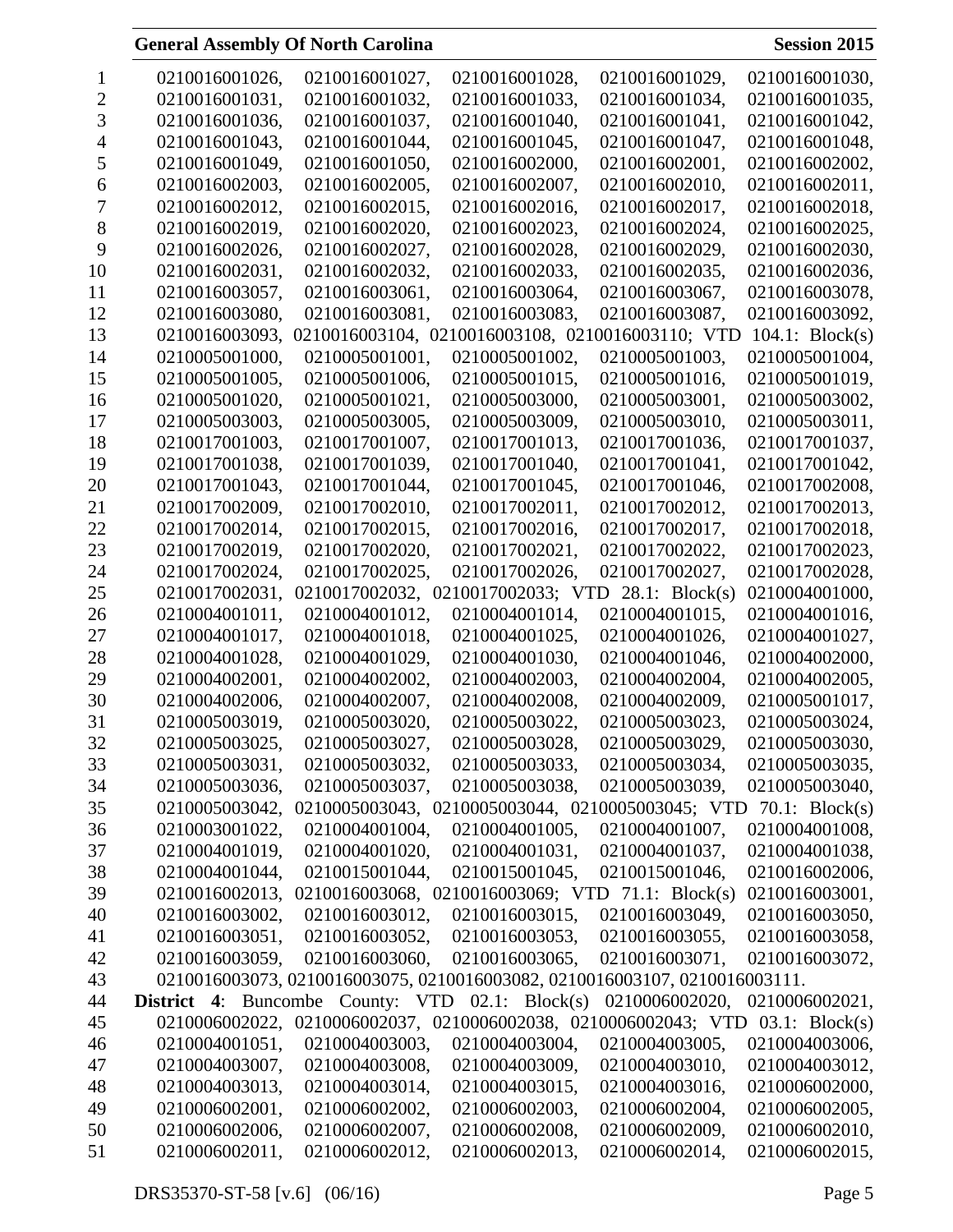0210016001026, 0210016001027, 0210016001028, 0210016001029, 0210016001030, 0210016001031, 0210016001032, 0210016001033, 0210016001034, 0210016001035, 0210016001036, 0210016001037, 0210016001040, 0210016001041, 0210016001042, 0210016001043, 0210016001044, 0210016001045, 0210016001047, 0210016001048, 0210016001049, 0210016001050, 0210016002000, 0210016002001, 0210016002002, 0210016002003, 0210016002005, 0210016002007, 0210016002010, 0210016002011, 0210016002012, 0210016002015, 0210016002016, 0210016002017, 0210016002018, 0210016002019, 0210016002020, 0210016002023, 0210016002024, 0210016002025, 0210016002026, 0210016002027, 0210016002028, 0210016002029, 0210016002030, 0210016002031, 0210016002032, 0210016002033, 0210016002035, 0210016002036, 0210016003057, 0210016003061, 0210016003064, 0210016003067, 0210016003078, 0210016003080, 0210016003081, 0210016003083, 0210016003087, 0210016003092, 0210016003093, 0210016003104, 0210016003108, 0210016003110; VTD 104.1: Block(s) 0210005001000, 0210005001001, 0210005001002, 0210005001003, 0210005001004, 0210005001005, 0210005001006, 0210005001015, 0210005001016, 0210005001019, 0210005001020, 0210005001021, 0210005003000, 0210005003001, 0210005003002, 0210005003003, 0210005003005, 0210005003009, 0210005003010, 0210005003011, 0210017001003, 0210017001007, 0210017001013, 0210017001036, 0210017001037, 0210017001038, 0210017001039, 0210017001040, 0210017001041, 0210017001042, 0210017001043, 0210017001044, 0210017001045, 0210017001046, 0210017002008, 0210017002009, 0210017002010, 0210017002011, 0210017002012, 0210017002013, 0210017002014, 0210017002015, 0210017002016, 0210017002017, 0210017002018, 0210017002019, 0210017002020, 0210017002021, 0210017002022, 0210017002023, 0210017002024, 0210017002025, 0210017002026, 0210017002027, 0210017002028, 0210017002031, 0210017002032, 0210017002033; VTD 28.1: Block(s) 0210004001000, 0210004001011, 0210004001012, 0210004001014, 0210004001015, 0210004001016, 0210004001017, 0210004001018, 0210004001025, 0210004001026, 0210004001027, 0210004001028, 0210004001029, 0210004001030, 0210004001046, 0210004002000, 0210004002001, 0210004002002, 0210004002003, 0210004002004, 0210004002005, 0210004002006, 0210004002007, 0210004002008, 0210004002009, 0210005001017, 0210005003019, 0210005003020, 0210005003022, 0210005003023, 0210005003024, 0210005003025, 0210005003027, 0210005003028, 0210005003029, 0210005003030, 0210005003031, 0210005003032, 0210005003033, 0210005003034, 0210005003035, 0210005003036, 0210005003037, 0210005003038, 0210005003039, 0210005003040, 0210005003042, 0210005003043, 0210005003044, 0210005003045; VTD 70.1: Block(s) 0210003001022, 0210004001004, 0210004001005, 0210004001007, 0210004001008, 0210004001019, 0210004001020, 0210004001031, 0210004001037, 0210004001038, 0210004001044, 0210015001044, 0210015001045, 0210015001046, 0210016002006, 0210016002013, 0210016003068, 0210016003069; VTD 71.1: Block(s) 0210016003001, 0210016003002, 0210016003012, 0210016003015, 0210016003049, 0210016003050, 0210016003051, 0210016003052, 0210016003053, 0210016003055, 0210016003058, 0210016003059, 0210016003060, 0210016003065, 0210016003071, 0210016003072, 0210016003073, 0210016003075, 0210016003082, 0210016003107, 0210016003111.

**District 4**: Buncombe County: VTD 02.1: Block(s) 0210006002020, 0210006002021, 0210006002022, 0210006002037, 0210006002038, 0210006002043; VTD 03.1: Block(s) 0210004001051, 0210004003003, 0210004003004, 0210004003005, 0210004003006, 0210004003007, 0210004003008, 0210004003009, 0210004003010, 0210004003012, 0210004003013, 0210004003014, 0210004003015, 0210004003016, 0210006002000, 0210006002001, 0210006002002, 0210006002003, 0210006002004, 0210006002005, 0210006002006, 0210006002007, 0210006002008, 0210006002009, 0210006002010, 0210006002011, 0210006002012, 0210006002013, 0210006002014, 0210006002015,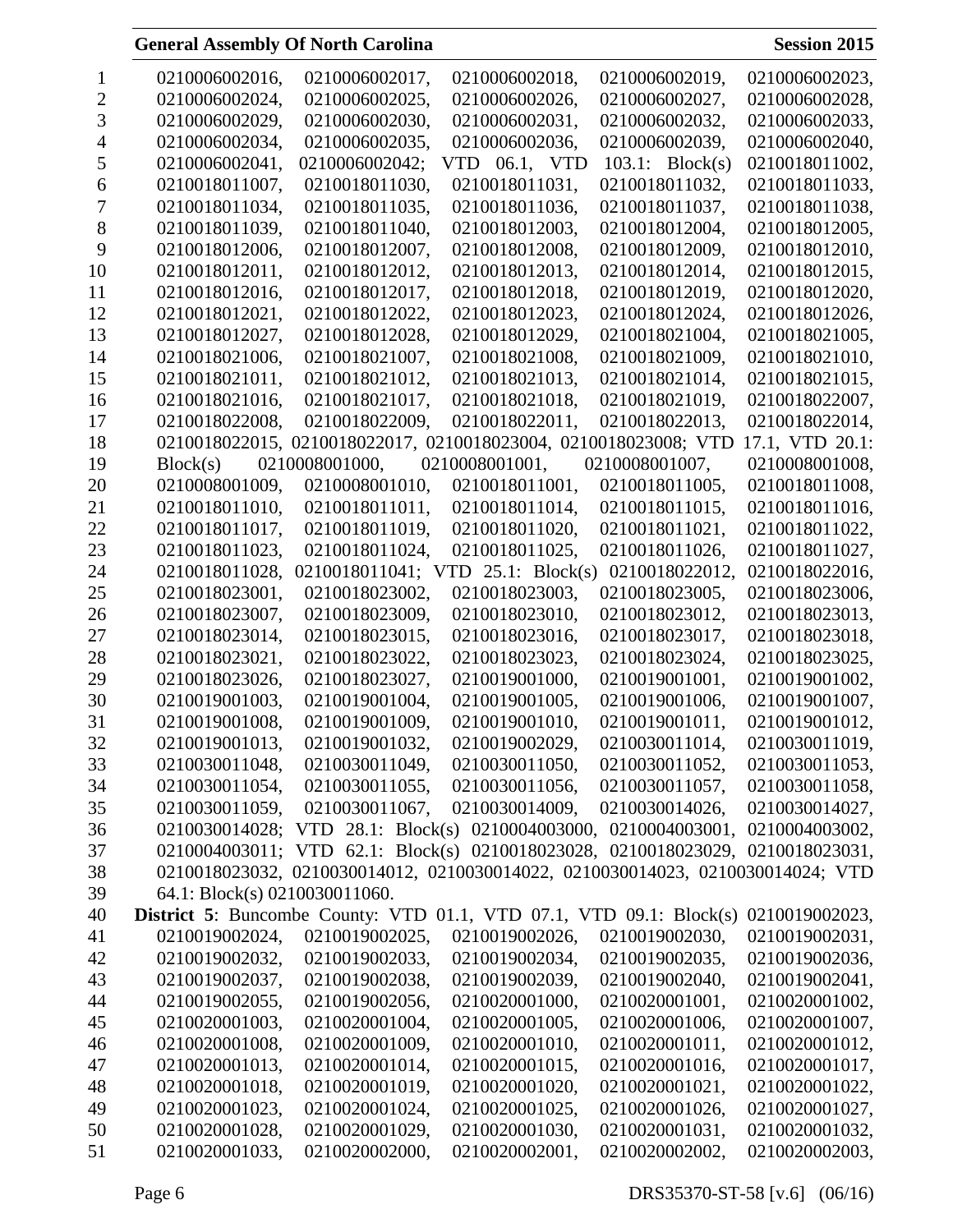0210006002016, 0210006002017, 0210006002018, 0210006002019, 0210006002023, 0210006002024, 0210006002025, 0210006002026, 0210006002027, 0210006002028, 0210006002029, 0210006002030, 0210006002031, 0210006002032, 0210006002033, 0210006002034, 0210006002035, 0210006002036, 0210006002039, 0210006002040, 0210006002041, 0210006002042; VTD 06.1, VTD 103.1: Block(s) 0210018011002, 0210018011007, 0210018011030, 0210018011031, 0210018011032, 0210018011033, 0210018011034, 0210018011035, 0210018011036, 0210018011037, 0210018011038, 0210018011039, 0210018011040, 0210018012003, 0210018012004, 0210018012005, 0210018012006, 0210018012007, 0210018012008, 0210018012009, 0210018012010, 0210018012011, 0210018012012, 0210018012013, 0210018012014, 0210018012015, 0210018012016, 0210018012017, 0210018012018, 0210018012019, 0210018012020, 0210018012021, 0210018012022, 0210018012023, 0210018012024, 0210018012026, 0210018012027, 0210018012028, 0210018012029, 0210018021004, 0210018021005, 0210018021006, 0210018021007, 0210018021008, 0210018021009, 0210018021010, 0210018021011, 0210018021012, 0210018021013, 0210018021014, 0210018021015, 0210018021016, 0210018021017, 0210018021018, 0210018021019, 0210018022007, 0210018022008, 0210018022009, 0210018022011, 0210018022013, 0210018022014, 0210018022015, 0210018022017, 0210018023004, 0210018023008; VTD 17.1, VTD 20.1: Block(s) 0210008001000, 0210008001001, 0210008001007, 0210008001008, 0210008001009, 0210008001010, 0210018011001, 0210018011005, 0210018011008, 0210018011010, 0210018011011, 0210018011014, 0210018011015, 0210018011016, 0210018011017, 0210018011019, 0210018011020, 0210018011021, 0210018011022, 0210018011023, 0210018011024, 0210018011025, 0210018011026, 0210018011027, 0210018011028, 0210018011041; VTD 25.1: Block(s) 0210018022012, 0210018022016, 0210018023001, 0210018023002, 0210018023003, 0210018023005, 0210018023006, 0210018023007, 0210018023009, 0210018023010, 0210018023012, 0210018023013, 0210018023014, 0210018023015, 0210018023016, 0210018023017, 0210018023018, 0210018023021, 0210018023022, 0210018023023, 0210018023024, 0210018023025, 0210018023026, 0210018023027, 0210019001000, 0210019001001, 0210019001002, 0210019001003, 0210019001004, 0210019001005, 0210019001006, 0210019001007, 0210019001008, 0210019001009, 0210019001010, 0210019001011, 0210019001012, 0210019001013, 0210019001032, 0210019002029, 0210030011014, 0210030011019, 0210030011048, 0210030011049, 0210030011050, 0210030011052, 0210030011053, 0210030011054, 0210030011055, 0210030011056, 0210030011057, 0210030011058, 0210030011059, 0210030011067, 0210030014009, 0210030014026, 0210030014027, 0210030014028; VTD 28.1: Block(s) 0210004003000, 0210004003001, 0210004003002, 0210004003011; VTD 62.1: Block(s) 0210018023028, 0210018023029, 0210018023031, 0210018023032, 0210030014012, 0210030014022, 0210030014023, 0210030014024; VTD 64.1: Block(s) 0210030011060.

**District 5**: Buncombe County: VTD 01.1, VTD 07.1, VTD 09.1: Block(s) 0210019002023, 0210019002024, 0210019002025, 0210019002026, 0210019002030, 0210019002031, 0210019002032, 0210019002033, 0210019002034, 0210019002035, 0210019002036, 0210019002037, 0210019002038, 0210019002039, 0210019002040, 0210019002041, 0210019002055, 0210019002056, 0210020001000, 0210020001001, 0210020001002, 0210020001003, 0210020001004, 0210020001005, 0210020001006, 0210020001007, 0210020001008, 0210020001009, 0210020001010, 0210020001011, 0210020001012, 0210020001013, 0210020001014, 0210020001015, 0210020001016, 0210020001017, 0210020001018, 0210020001019, 0210020001020, 0210020001021, 0210020001022, 0210020001023, 0210020001024, 0210020001025, 0210020001026, 0210020001027, 0210020001028, 0210020001029, 0210020001030, 0210020001031, 0210020001032, 0210020001033, 0210020002000, 0210020002001, 0210020002002, 0210020002003,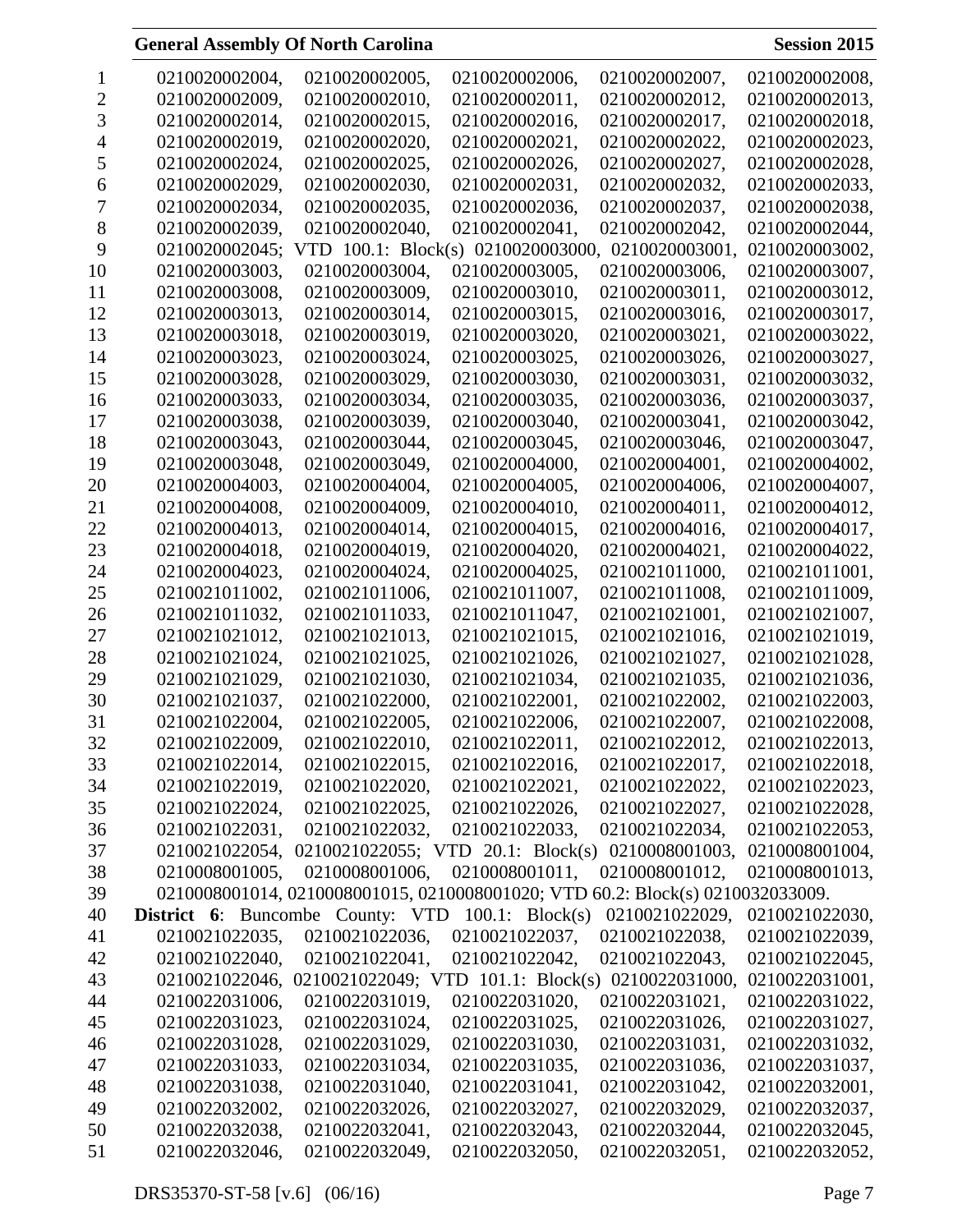0210020002004, 0210020002005, 0210020002006, 0210020002007, 0210020002008, 0210020002009, 0210020002010, 0210020002011, 0210020002012, 0210020002013, 0210020002014, 0210020002015, 0210020002016, 0210020002017, 0210020002018, 0210020002019, 0210020002020, 0210020002021, 0210020002022, 0210020002023, 0210020002024, 0210020002025, 0210020002026, 0210020002027, 0210020002028, 0210020002029, 0210020002030, 0210020002031, 0210020002032, 0210020002033, 0210020002034, 0210020002035, 0210020002036, 0210020002037, 0210020002038, 0210020002039, 0210020002040, 0210020002041, 0210020002042, 0210020002044, 0210020002045; VTD 100.1: Block(s) 0210020003000, 0210020003001, 0210020003002, 0210020003003, 0210020003004, 0210020003005, 0210020003006, 0210020003007, 0210020003008, 0210020003009, 0210020003010, 0210020003011, 0210020003012, 0210020003013, 0210020003014, 0210020003015, 0210020003016, 0210020003017, 0210020003018, 0210020003019, 0210020003020, 0210020003021, 0210020003022, 0210020003023, 0210020003024, 0210020003025, 0210020003026, 0210020003027, 0210020003028, 0210020003029, 0210020003030, 0210020003031, 0210020003032, 0210020003033, 0210020003034, 0210020003035, 0210020003036, 0210020003037, 0210020003038, 0210020003039, 0210020003040, 0210020003041, 0210020003042, 0210020003043, 0210020003044, 0210020003045, 0210020003046, 0210020003047, 0210020003048, 0210020003049, 0210020004000, 0210020004001, 0210020004002, 0210020004003, 0210020004004, 0210020004005, 0210020004006, 0210020004007, 0210020004008, 0210020004009, 0210020004010, 0210020004011, 0210020004012, 0210020004013, 0210020004014, 0210020004015, 0210020004016, 0210020004017, 0210020004018, 0210020004019, 0210020004020, 0210020004021, 0210020004022, 0210020004023, 0210020004024, 0210020004025, 0210021011000, 0210021011001, 0210021011002, 0210021011006, 0210021011007, 0210021011008, 0210021011009, 0210021011032, 0210021011033, 0210021011047, 0210021021001, 0210021021007, 0210021021012, 0210021021013, 0210021021015, 0210021021016, 0210021021019, 0210021021024, 0210021021025, 0210021021026, 0210021021027, 0210021021028, 0210021021029, 0210021021030, 0210021021034, 0210021021035, 0210021021036, 0210021021037, 0210021022000, 0210021022001, 0210021022002, 0210021022003, 0210021022004, 0210021022005, 0210021022006, 0210021022007, 0210021022008, 0210021022009, 0210021022010, 0210021022011, 0210021022012, 0210021022013, 0210021022014, 0210021022015, 0210021022016, 0210021022017, 0210021022018, 0210021022019, 0210021022020, 0210021022021, 0210021022022, 0210021022023, 0210021022024, 0210021022025, 0210021022026, 0210021022027, 0210021022028, 0210021022031, 0210021022032, 0210021022033, 0210021022034, 0210021022053, 0210021022054, 0210021022055; VTD 20.1: Block(s) 0210008001003, 0210008001004, 0210008001005, 0210008001006, 0210008001011, 0210008001012, 0210008001013, 0210008001014, 0210008001015, 0210008001020; VTD 60.2: Block(s) 0210032033009.

**District 6**: Buncombe County: VTD 100.1: Block(s) 0210021022029, 0210021022030, 0210021022035, 0210021022036, 0210021022037, 0210021022038, 0210021022039, 0210021022040, 0210021022041, 0210021022042, 0210021022043, 0210021022045, 0210021022046, 0210021022049; VTD 101.1: Block(s) 0210022031000, 0210022031001, 0210022031006, 0210022031019, 0210022031020, 0210022031021, 0210022031022, 0210022031023, 0210022031024, 0210022031025, 0210022031026, 0210022031027, 0210022031028, 0210022031029, 0210022031030, 0210022031031, 0210022031032, 0210022031033, 0210022031034, 0210022031035, 0210022031036, 0210022031037, 0210022031038, 0210022031040, 0210022031041, 0210022031042, 0210022032001, 0210022032002, 0210022032026, 0210022032027, 0210022032029, 0210022032037, 0210022032038, 0210022032041, 0210022032043, 0210022032044, 0210022032045, 0210022032046, 0210022032049, 0210022032050, 0210022032051, 0210022032052,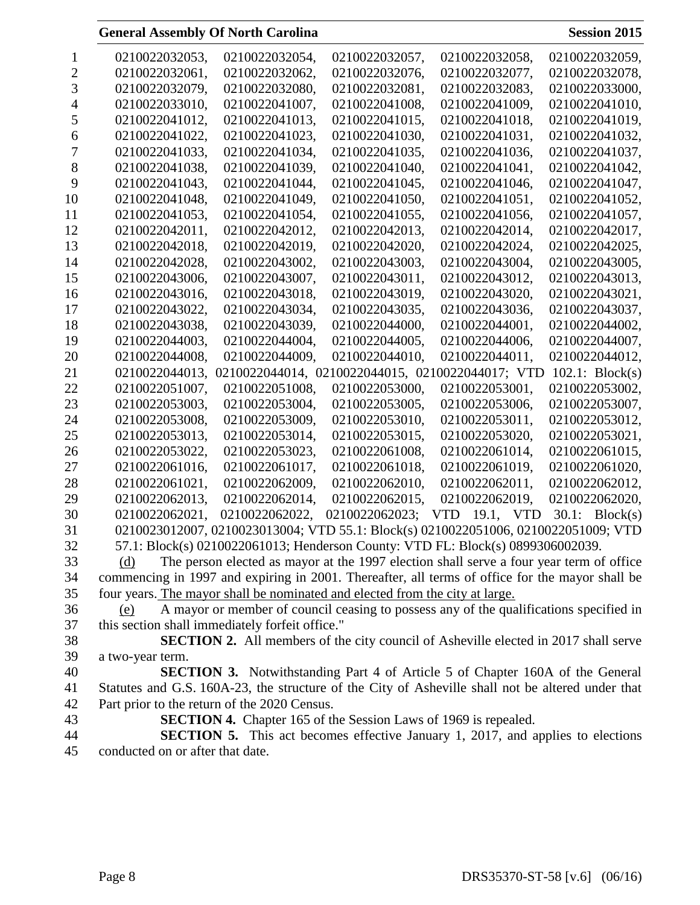0210022032053, 0210022032054, 0210022032057, 0210022032058, 0210022032059, 0210022032061, 0210022032062, 0210022032076, 0210022032077, 0210022032078, 0210022032079, 0210022032080, 0210022032081, 0210022032083, 0210022033000, 0210022033010, 0210022041007, 0210022041008, 0210022041009, 0210022041010, 0210022041012, 0210022041013, 0210022041015, 0210022041018, 0210022041019, 0210022041022, 0210022041023, 0210022041030, 0210022041031, 0210022041032, 0210022041033, 0210022041034, 0210022041035, 0210022041036, 0210022041037, 0210022041038, 0210022041039, 0210022041040, 0210022041041, 0210022041042, 0210022041043, 0210022041044, 0210022041045, 0210022041046, 0210022041047, 0210022041048, 0210022041049, 0210022041050, 0210022041051, 0210022041052, 0210022041053, 0210022041054, 0210022041055, 0210022041056, 0210022041057, 0210022042011, 0210022042012, 0210022042013, 0210022042014, 0210022042017, 0210022042018, 0210022042019, 0210022042020, 0210022042024, 0210022042025, 0210022042028, 0210022043002, 0210022043003, 0210022043004, 0210022043005, 0210022043006, 0210022043007, 0210022043011, 0210022043012, 0210022043013, 0210022043016, 0210022043018, 0210022043019, 0210022043020, 0210022043021, 0210022043022, 0210022043034, 0210022043035, 0210022043036, 0210022043037, 0210022043038, 0210022043039, 0210022044000, 0210022044001, 0210022044002, 0210022044003, 0210022044004, 0210022044005, 0210022044006, 0210022044007, 0210022044008, 0210022044009, 0210022044010, 0210022044011, 0210022044012, 0210022044013, 0210022044014, 0210022044015, 0210022044017; VTD 102.1: Block(s) 0210022051007, 0210022051008, 0210022053000, 0210022053001, 0210022053002, 0210022053003, 0210022053004, 0210022053005, 0210022053006, 0210022053007, 0210022053008, 0210022053009, 0210022053010, 0210022053011, 0210022053012, 0210022053013, 0210022053014, 0210022053015, 0210022053020, 0210022053021, 0210022053022, 0210022053023, 0210022061008, 0210022061014, 0210022061015, 0210022061016, 0210022061017, 0210022061018, 0210022061019, 0210022061020, 0210022061021, 0210022062009, 0210022062010, 0210022062011, 0210022062012, 0210022062013, 0210022062014, 0210022062015, 0210022062019, 0210022062020, 0210022062021, 0210022062022, 0210022062023; VTD 19.1, VTD 30.1: Block(s) 0210023012007, 0210023013004; VTD 55.1: Block(s) 0210022051006, 0210022051009; VTD 57.1: Block(s) 0210022061013; Henderson County: VTD FL: Block(s) 0899306002039.

(d) The person elected as mayor at the 1997 election shall serve a four year term of office commencing in 1997 and expiring in 2001. Thereafter, all terms of office for the mayor shall be four years. The mayor shall be nominated and elected from the city at large.

(e) A mayor or member of council ceasing to possess any of the qualifications specified in this section shall immediately forfeit office."

**SECTION 2.** All members of the city council of Asheville elected in 2017 shall serve a two-year term.

**SECTION 3.** Notwithstanding Part 4 of Article 5 of Chapter 160A of the General Statutes and G.S. 160A-23, the structure of the City of Asheville shall not be altered under that Part prior to the return of the 2020 Census.

**SECTION 4.** Chapter 165 of the Session Laws of 1969 is repealed.

**SECTION 5.** This act becomes effective January 1, 2017, and applies to elections conducted on or after that date.